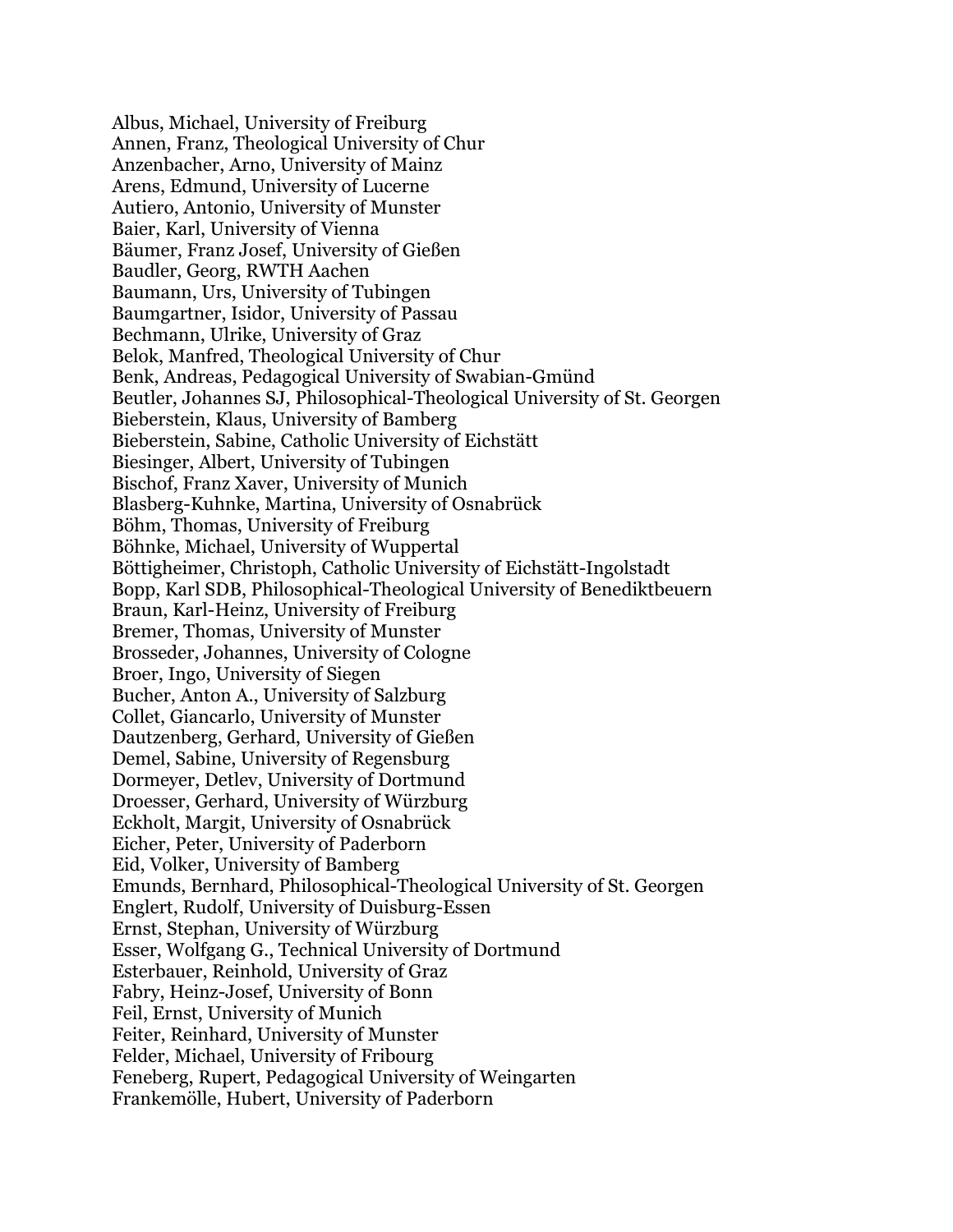Albus, Michael, University of Freiburg
Annen, Franz, Theological University of Chur
Anzenbacher, Arno, University of Mainz
Arens, Edmund, University of Lucerne
Autiero, Antonio, University of Munster
Baier, Karl, University of Vienna
Bäumer, Franz Josef, University of Gießen
Baudler, Georg, RWTH Aachen
Baumann, Urs, University of Tubingen
Baumgartner, Isidor, University of Passau
Bechmann, Ulrike, University of Graz
Belok, Manfred, Theological University of Chur
Benk, Andreas, Pedagogical University of Swabian-Gmünd
Beutler, Johannes SJ, Philosophical-Theological University of St. Georgen
Bieberstein, Klaus, University of Bamberg
Bieberstein, Sabine, Catholic University of Eichstätt
Biesinger, Albert, University of Tubingen
Bischof, Franz Xaver, University of Munich
Blasberg-Kuhnke, Martina, University of Osnabrück
Böhm, Thomas, University of Freiburg
Böhnke, Michael, University of Wuppertal
Böttigheimer, Christoph, Catholic University of Eichstätt-Ingolstadt
Bopp, Karl SDB, Philosophical-Theological University of Benediktbeuern
Braun, Karl-Heinz, University of Freiburg
Bremer, Thomas, University of Munster
Brosseder, Johannes, University of Cologne
Broer, Ingo, University of Siegen
Bucher, Anton A., University of Salzburg
Collet, Giancarlo, University of Munster
Dautzenberg, Gerhard, University of Gießen
Demel, Sabine, University of Regensburg
Dormeyer, Detlev, University of Dortmund
Droesser, Gerhard, University of Würzburg
Eckholt, Margit, University of Osnabrück
Eicher, Peter, University of Paderborn
Eid, Volker, University of Bamberg
Emunds, Bernhard, Philosophical-Theological University of St. Georgen
Englert, Rudolf, University of Duisburg-Essen
Ernst, Stephan, University of Würzburg
Esser, Wolfgang G., Technical University of Dortmund
Esterbauer, Reinhold, University of Graz
Fabry, Heinz-Josef, University of Bonn
Feil, Ernst, University of Munich
Feiter, Reinhard, University of Munster
Felder, Michael, University of Fribourg
Feneberg, Rupert, Pedagogical University of Weingarten
Frankemölle, Hubert, University of Paderborn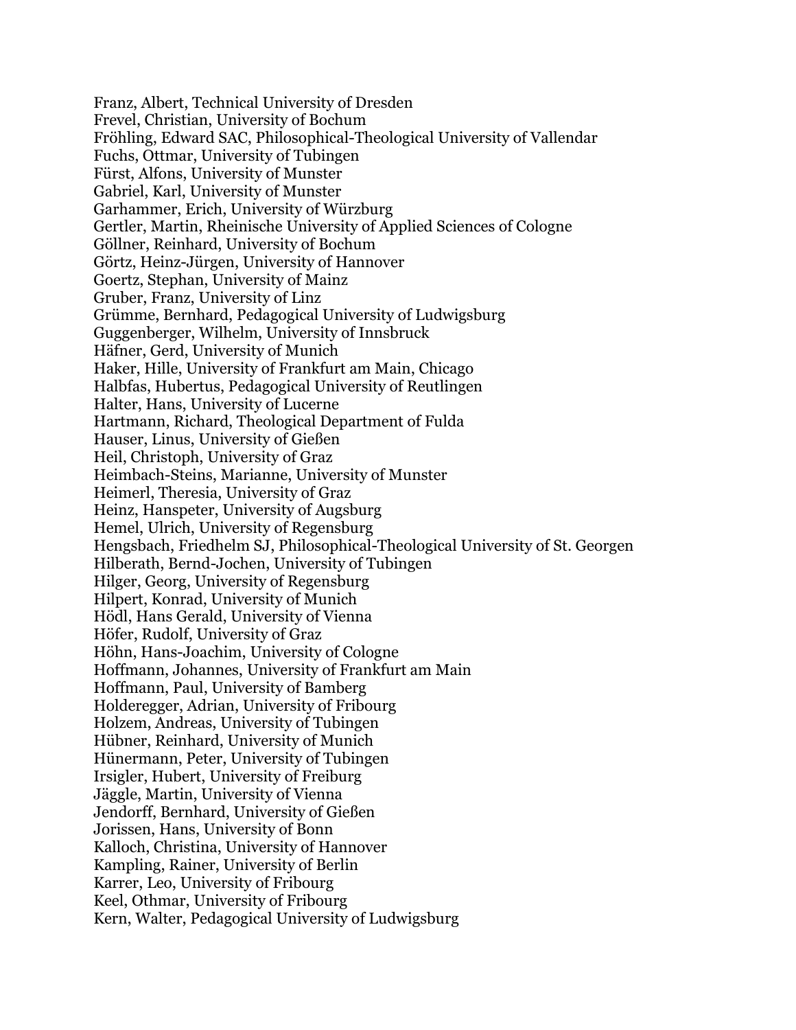Franz, Albert, Technical University of Dresden
Frevel, Christian, University of Bochum
Fröhling, Edward SAC, Philosophical-Theological University of Vallendar
Fuchs, Ottmar, University of Tubingen
Fürst, Alfons, University of Munster
Gabriel, Karl, University of Munster
Garhammer, Erich, University of Würzburg
Gertler, Martin, Rheinische University of Applied Sciences of Cologne
Göllner, Reinhard, University of Bochum
Görtz, Heinz-Jürgen, University of Hannover
Goertz, Stephan, University of Mainz
Gruber, Franz, University of Linz
Grümme, Bernhard, Pedagogical University of Ludwigsburg
Guggenberger, Wilhelm, University of Innsbruck
Häfner, Gerd, University of Munich
Haker, Hille, University of Frankfurt am Main, Chicago
Halbfas, Hubertus, Pedagogical University of Reutlingen
Halter, Hans, University of Lucerne
Hartmann, Richard, Theological Department of Fulda
Hauser, Linus, University of Gießen
Heil, Christoph, University of Graz
Heimbach-Steins, Marianne, University of Munster
Heimerl, Theresia, University of Graz
Heinz, Hanspeter, University of Augsburg
Hemel, Ulrich, University of Regensburg
Hengsbach, Friedhelm SJ, Philosophical-Theological University of St. Georgen
Hilberath, Bernd-Jochen, University of Tubingen
Hilger, Georg, University of Regensburg
Hilpert, Konrad, University of Munich
Hödl, Hans Gerald, University of Vienna
Höfer, Rudolf, University of Graz
Höhn, Hans-Joachim, University of Cologne
Hoffmann, Johannes, University of Frankfurt am Main
Hoffmann, Paul, University of Bamberg
Holderegger, Adrian, University of Fribourg
Holzem, Andreas, University of Tubingen
Hübner, Reinhard, University of Munich
Hünermann, Peter, University of Tubingen
Irsigler, Hubert, University of Freiburg
Jäggle, Martin, University of Vienna
Jendorff, Bernhard, University of Gießen
Jorissen, Hans, University of Bonn
Kalloch, Christina, University of Hannover
Kampling, Rainer, University of Berlin
Karrer, Leo, University of Fribourg
Keel, Othmar, University of Fribourg
Kern, Walter, Pedagogical University of Ludwigsburg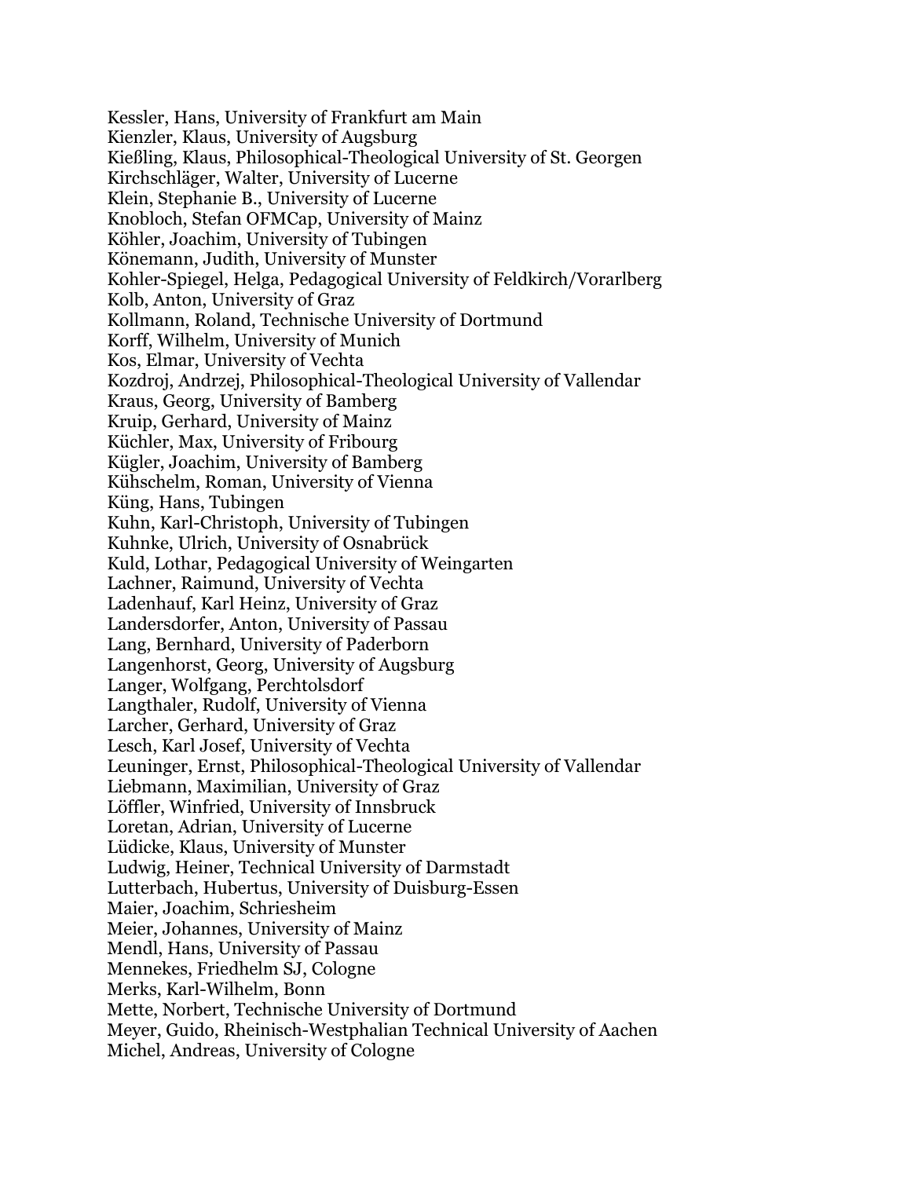Kessler, Hans, University of Frankfurt am Main
Kienzler, Klaus, University of Augsburg
Kießling, Klaus, Philosophical-Theological University of St. Georgen
Kirchschläger, Walter, University of Lucerne
Klein, Stephanie B., University of Lucerne
Knobloch, Stefan OFMCap, University of Mainz
Köhler, Joachim, University of Tubingen
Könemann, Judith, University of Munster
Kohler-Spiegel, Helga, Pedagogical University of Feldkirch/Vorarlberg
Kolb, Anton, University of Graz
Kollmann, Roland, Technische University of Dortmund
Korff, Wilhelm, University of Munich
Kos, Elmar, University of Vechta
Kozdroj, Andrzej, Philosophical-Theological University of Vallendar
Kraus, Georg, University of Bamberg
Kruip, Gerhard, University of Mainz
Küchler, Max, University of Fribourg
Kügler, Joachim, University of Bamberg
Kühschelm, Roman, University of Vienna
Küng, Hans, Tubingen
Kuhn, Karl-Christoph, University of Tubingen
Kuhnke, Ulrich, University of Osnabrück
Kuld, Lothar, Pedagogical University of Weingarten
Lachner, Raimund, University of Vechta
Ladenhauf, Karl Heinz, University of Graz
Landersdorfer, Anton, University of Passau
Lang, Bernhard, University of Paderborn
Langenhorst, Georg, University of Augsburg
Langer, Wolfgang, Perchtolsdorf
Langthaler, Rudolf, University of Vienna
Larcher, Gerhard, University of Graz
Lesch, Karl Josef, University of Vechta
Leuninger, Ernst, Philosophical-Theological University of Vallendar
Liebmann, Maximilian, University of Graz
Löffler, Winfried, University of Innsbruck
Loretan, Adrian, University of Lucerne
Lüdicke, Klaus, University of Munster
Ludwig, Heiner, Technical University of Darmstadt
Lutterbach, Hubertus, University of Duisburg-Essen
Maier, Joachim, Schriesheim
Meier, Johannes, University of Mainz
Mendl, Hans, University of Passau
Mennekes, Friedhelm SJ, Cologne
Merks, Karl-Wilhelm, Bonn
Mette, Norbert, Technische University of Dortmund
Meyer, Guido, Rheinisch-Westphalian Technical University of Aachen
Michel, Andreas, University of Cologne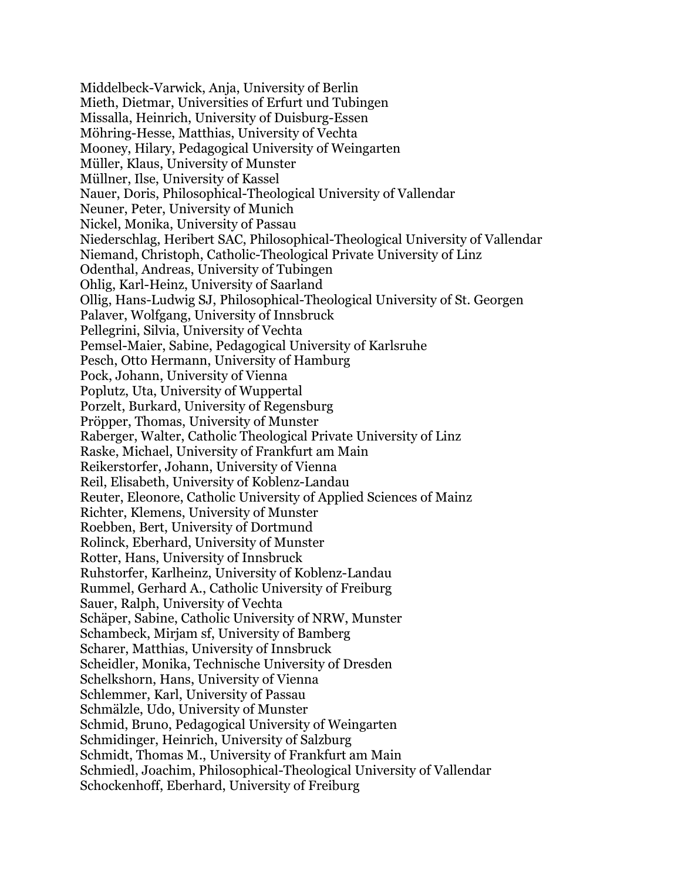Middelbeck-Varwick, Anja, University of Berlin
Mieth, Dietmar, Universities of Erfurt und Tubingen
Missalla, Heinrich, University of Duisburg-Essen
Möhring-Hesse, Matthias, University of Vechta
Mooney, Hilary, Pedagogical University of Weingarten
Müller, Klaus, University of Munster
Müllner, Ilse, University of Kassel
Nauer, Doris, Philosophical-Theological University of Vallendar
Neuner, Peter, University of Munich
Nickel, Monika, University of Passau
Niederschlag, Heribert SAC, Philosophical-Theological University of Vallendar
Niemand, Christoph, Catholic-Theological Private University of Linz
Odenthal, Andreas, University of Tubingen
Ohlig, Karl-Heinz, University of Saarland
Ollig, Hans-Ludwig SJ, Philosophical-Theological University of St. Georgen
Palaver, Wolfgang, University of Innsbruck
Pellegrini, Silvia, University of Vechta
Pemsel-Maier, Sabine, Pedagogical University of Karlsruhe
Pesch, Otto Hermann, University of Hamburg
Pock, Johann, University of Vienna
Poplutz, Uta, University of Wuppertal
Porzelt, Burkard, University of Regensburg
Pröpper, Thomas, University of Munster
Raberger, Walter, Catholic Theological Private University of Linz
Raske, Michael, University of Frankfurt am Main
Reikerstorfer, Johann, University of Vienna
Reil, Elisabeth, University of Koblenz-Landau
Reuter, Eleonore, Catholic University of Applied Sciences of Mainz
Richter, Klemens, University of Munster
Roebben, Bert, University of Dortmund
Rolinck, Eberhard, University of Munster
Rotter, Hans, University of Innsbruck
Ruhstorfer, Karlheinz, University of Koblenz-Landau
Rummel, Gerhard A., Catholic University of Freiburg
Sauer, Ralph, University of Vechta
Schäper, Sabine, Catholic University of NRW, Munster
Schambeck, Mirjam sf, University of Bamberg
Scharer, Matthias, University of Innsbruck
Scheidler, Monika, Technische University of Dresden
Schelkshorn, Hans, University of Vienna
Schlemmer, Karl, University of Passau
Schmälzle, Udo, University of Munster
Schmid, Bruno, Pedagogical University of Weingarten
Schmidinger, Heinrich, University of Salzburg
Schmidt, Thomas M., University of Frankfurt am Main
Schmiedl, Joachim, Philosophical-Theological University of Vallendar
Schockenhoff, Eberhard, University of Freiburg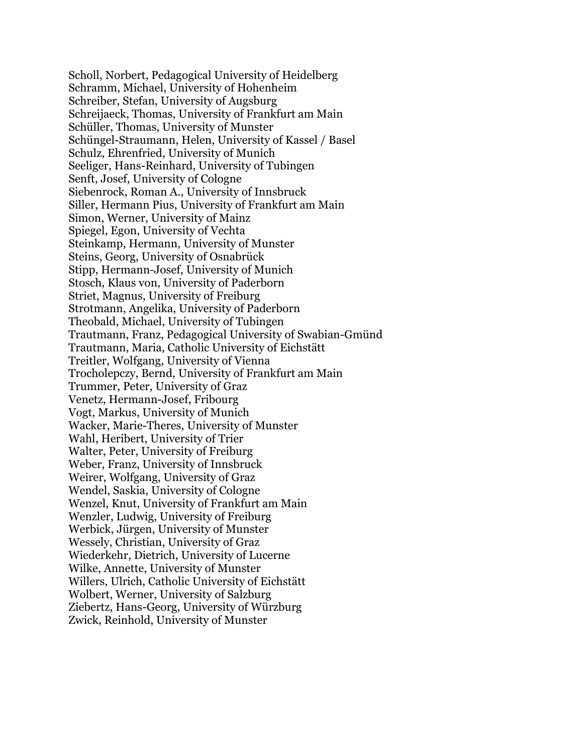Scholl, Norbert, Pedagogical University of Heidelberg
Schramm, Michael, University of Hohenheim
Schreiber, Stefan, University of Augsburg
Schreijaeck, Thomas, University of Frankfurt am Main
Schüller, Thomas, University of Munster
Schüngel-Straumann, Helen, University of Kassel / Basel
Schulz, Ehrenfried, University of Munich
Seeliger, Hans-Reinhard, University of Tubingen
Senft, Josef, University of Cologne
Siebenrock, Roman A., University of Innsbruck
Siller, Hermann Pius, University of Frankfurt am Main
Simon, Werner, University of Mainz
Spiegel, Egon, University of Vechta
Steinkamp, Hermann, University of Munster
Steins, Georg, University of Osnabrück
Stipp, Hermann-Josef, University of Munich
Stosch, Klaus von, University of Paderborn
Striet, Magnus, University of Freiburg
Strotmann, Angelika, University of Paderborn
Theobald, Michael, University of Tubingen
Trautmann, Franz, Pedagogical University of Swabian-Gmünd
Trautmann, Maria, Catholic University of Eichstätt
Treitler, Wolfgang, University of Vienna
Trocholepczy, Bernd, University of Frankfurt am Main
Trummer, Peter, University of Graz
Venetz, Hermann-Josef, Fribourg
Vogt, Markus, University of Munich
Wacker, Marie-Theres, University of Munster
Wahl, Heribert, University of Trier
Walter, Peter, University of Freiburg
Weber, Franz, University of Innsbruck
Weirer, Wolfgang, University of Graz
Wendel, Saskia, University of Cologne
Wenzel, Knut, University of Frankfurt am Main
Wenzler, Ludwig, University of Freiburg
Werbick, Jürgen, University of Munster
Wessely, Christian, University of Graz
Wiederkehr, Dietrich, University of Lucerne
Wilke, Annette, University of Munster
Willers, Ulrich, Catholic University of Eichstätt
Wolbert, Werner, University of Salzburg
Ziebertz, Hans-Georg, University of Würzburg
Zwick, Reinhold, University of Munster